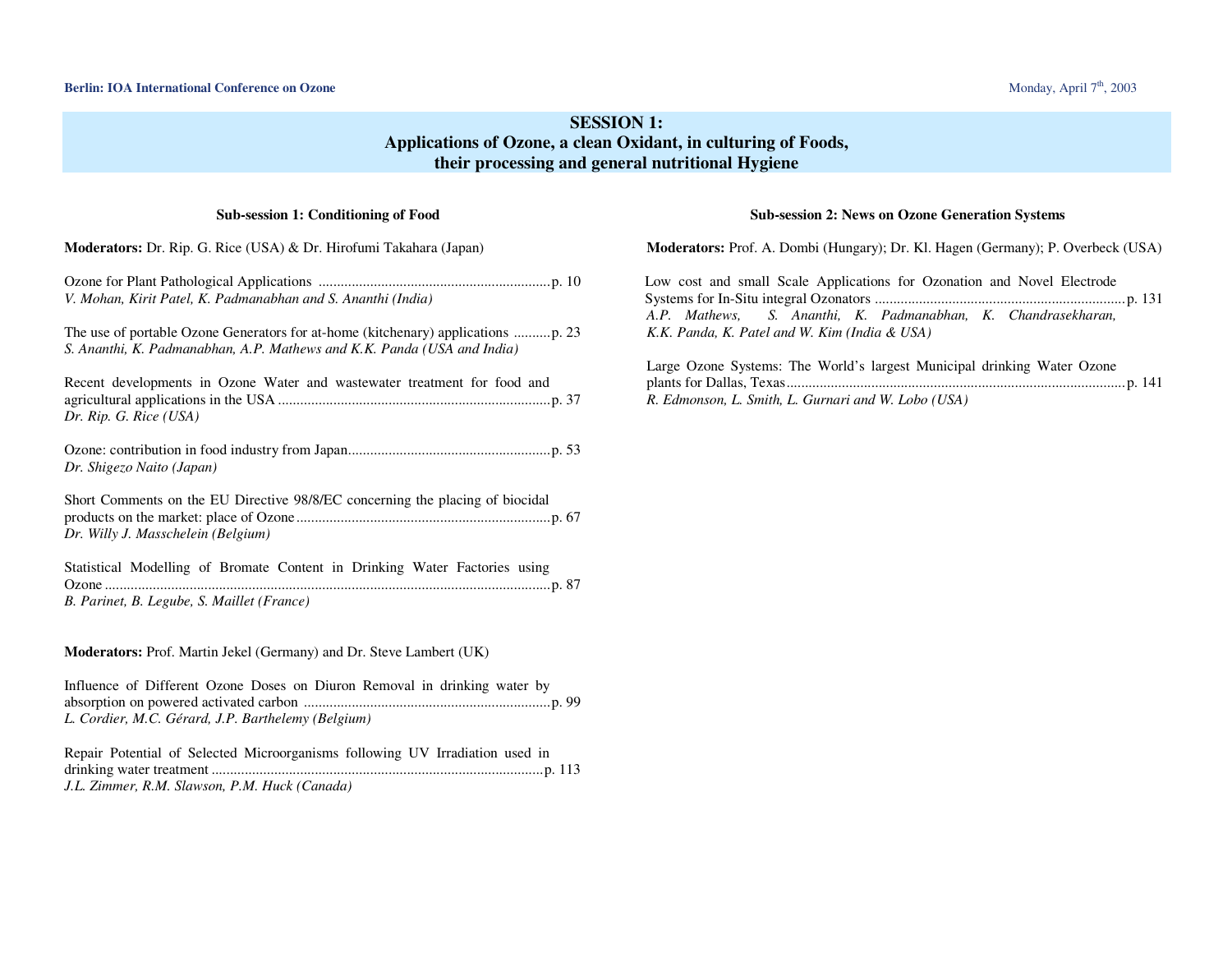# SESSION 1:
# Applications of Ozone, a clean Oxidant, in culturing of Foods, their processing and general nutritional Hygiene

## Sub-session 1: Conditioning of Food

**Moderators:** Dr. Rip. G. Rice (USA) & Dr. Hirofumi Takahara (Japan)

Ozone for Plant Pathological Applications ............................................................... p. 10
*V. Mohan, Kirit Patel, K. Padmanabhan and S. Ananthi (India)*

The use of portable Ozone Generators for at-home (kitchenary) applications .......... p. 23
*S. Ananthi, K. Padmanabhan, A.P. Mathews and K.K. Panda (USA and India)*

Recent developments in Ozone Water and wastewater treatment for food and agricultural applications in the USA .......................................................................... p. 37
*Dr. Rip. G. Rice (USA)*

Ozone: contribution in food industry from Japan....................................................... p. 53
*Dr. Shigezo Naito (Japan)*

Short Comments on the EU Directive 98/8/EC concerning the placing of biocidal products on the market: place of Ozone ..................................................................... p. 67
*Dr. Willy J. Masschelein (Belgium)*

Statistical Modelling of Bromate Content in Drinking Water Factories using Ozone ......................................................................................................................... p. 87
*B. Parinet, B. Legube, S. Maillet (France)*

**Moderators:** Prof. Martin Jekel (Germany) and Dr. Steve Lambert (UK)

Influence of Different Ozone Doses on Diuron Removal in drinking water by absorption on powered activated carbon ................................................................... p. 99
*L. Cordier, M.C. Gérard, J.P. Barthelemy (Belgium)*

Repair Potential of Selected Microorganisms following UV Irradiation used in drinking water treatment .......................................................................................... p. 113
*J.L. Zimmer, R.M. Slawson, P.M. Huck (Canada)*

## Sub-session 2: News on Ozone Generation Systems

**Moderators:** Prof. A. Dombi (Hungary); Dr. Kl. Hagen (Germany); P. Overbeck (USA)

Low cost and small Scale Applications for Ozonation and Novel Electrode Systems for In-Situ integral Ozonators .................................................................... p. 131
*A.P. Mathews, S. Ananthi, K. Padmanabhan, K. Chandrasekharan, K.K. Panda, K. Patel and W. Kim (India & USA)*

Large Ozone Systems: The World's largest Municipal drinking Water Ozone plants for Dallas, Texas............................................................................................ p. 141
*R. Edmonson, L. Smith, L. Gurnari and W. Lobo (USA)*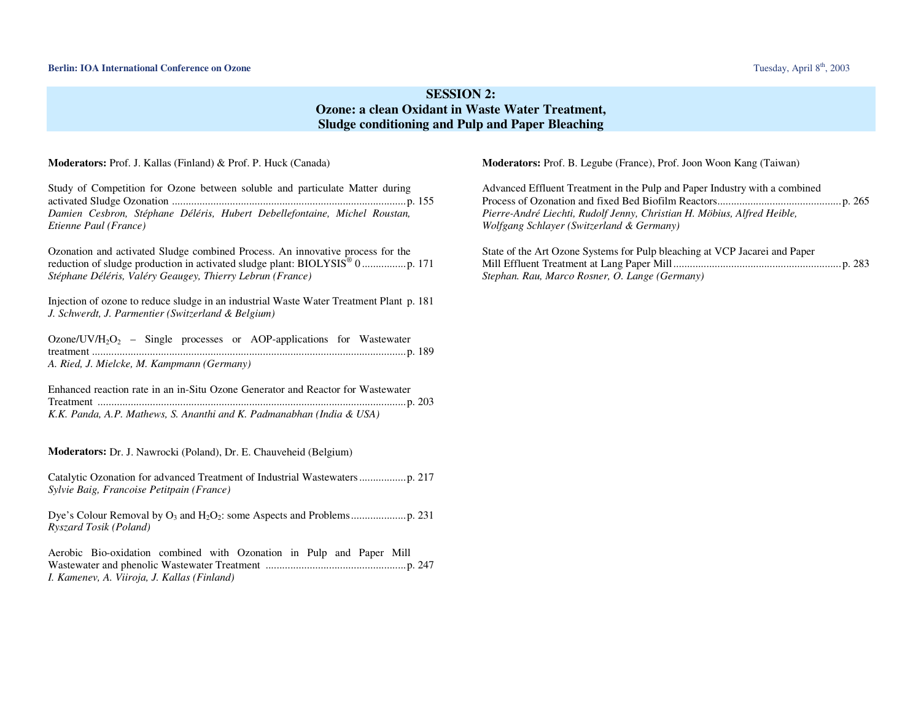## SESSION 2:
## Ozone: a clean Oxidant in Waste Water Treatment, Sludge conditioning and Pulp and Paper Bleaching

**Moderators:** Prof. J. Kallas (Finland) & Prof. P. Huck (Canada)

Study of Competition for Ozone between soluble and particulate Matter during activated Sludge Ozonation ..................................................................................... p. 155
*Damien Cesbron, Stéphane Déléris, Hubert Debellefontaine, Michel Roustan, Etienne Paul (France)*

Ozonation and activated Sludge combined Process. An innovative process for the reduction of sludge production in activated sludge plant: BIOLYSIS® 0 ................ p. 171
*Stéphane Déléris, Valéry Geaugey, Thierry Lebrun (France)*

Injection of ozone to reduce sludge in an industrial Waste Water Treatment Plant p. 181
*J. Schwerdt, J. Parmentier (Switzerland & Belgium)*

Ozone/UV/$H_2O_2$ – Single processes or AOP-applications for Wastewater treatment .................................................................................................................. p. 189
*A. Ried, J. Mielcke, M. Kampmann (Germany)*

Enhanced reaction rate in an in-Situ Ozone Generator and Reactor for Wastewater Treatment ................................................................................................................ p. 203
*K.K. Panda, A.P. Mathews, S. Ananthi and K. Padmanabhan (India & USA)*

**Moderators:** Dr. J. Nawrocki (Poland), Dr. E. Chauveheid (Belgium)

Catalytic Ozonation for advanced Treatment of Industrial Wastewaters ................. p. 217
*Sylvie Baig, Francoise Petitpain (France)*

Dye's Colour Removal by $O_3$ and $H_2O_2$: some Aspects and Problems .................... p. 231
*Ryszard Tosik (Poland)*

Aerobic Bio-oxidation combined with Ozonation in Pulp and Paper Mill Wastewater and phenolic Wastewater Treatment ................................................... p. 247
*I. Kamenev, A. Viiroja, J. Kallas (Finland)*

**Moderators:** Prof. B. Legube (France), Prof. Joon Woon Kang (Taiwan)

Advanced Effluent Treatment in the Pulp and Paper Industry with a combined Process of Ozonation and fixed Bed Biofilm Reactors ............................................ p. 265
*Pierre-André Liechti, Rudolf Jenny, Christian H. Möbius, Alfred Heible, Wolfgang Schlayer (Switzerland & Germany)*

State of the Art Ozone Systems for Pulp bleaching at VCP Jacarei and Paper Mill Effluent Treatment at Lang Paper Mill ............................................................ p. 283
*Stephan. Rau, Marco Rosner, O. Lange (Germany)*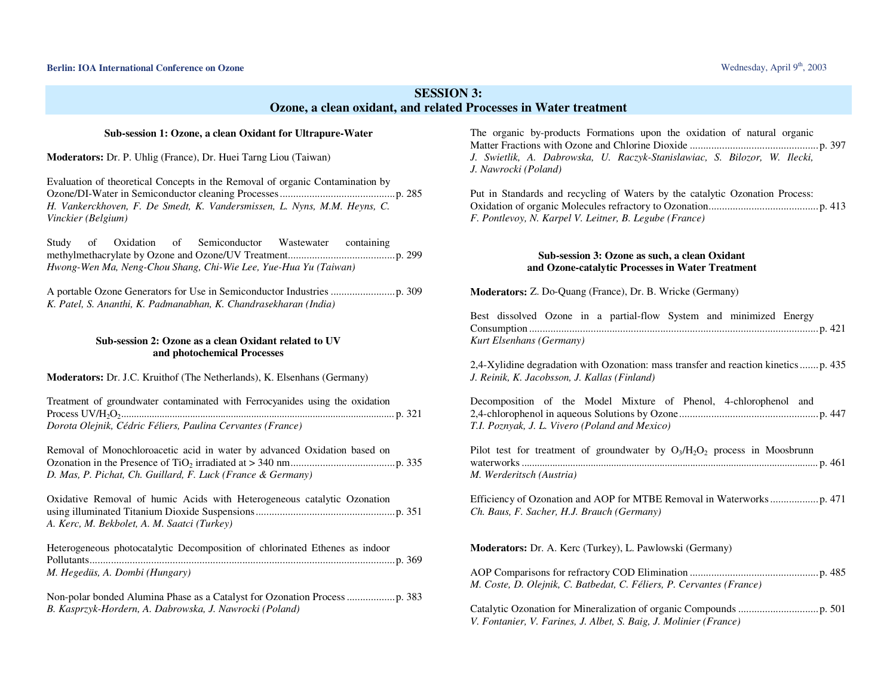## SESSION 3:
## Ozone, a clean oxidant, and related Processes in Water treatment

### Sub-session 1: Ozone, a clean Oxidant for Ultrapure-Water

**Moderators:** Dr. P. Uhlig (France), Dr. Huei Tarng Liou (Taiwan)

Evaluation of theoretical Concepts in the Removal of organic Contamination by Ozone/DI-Water in Semiconductor cleaning Processes .......................................... p. 285
*H. Vankerckhoven, F. De Smedt, K. Vandersmissen, L. Nyns, M.M. Heyns, C. Vinckier (Belgium)*

Study of Oxidation of Semiconductor Wastewater containing methylmethacrylate by Ozone and Ozone/UV Treatment........................................ p. 299
*Hwong-Wen Ma, Neng-Chou Shang, Chi-Wie Lee, Yue-Hua Yu (Taiwan)*

A portable Ozone Generators for Use in Semiconductor Industries ........................ p. 309
*K. Patel, S. Ananthi, K. Padmanabhan, K. Chandrasekharan (India)*

### Sub-session 2: Ozone as a clean Oxidant related to UV and photochemical Processes

**Moderators:** Dr. J.C. Kruithof (The Netherlands), K. Elsenhans (Germany)

Treatment of groundwater contaminated with Ferrocyanides using the oxidation Process UV/$H_2O_2$........................................................................................................ p. 321
*Dorota Olejnik, Cédric Féliers, Paulina Cervantes (France)*

Removal of Monochloroacetic acid in water by advanced Oxidation based on Ozonation in the Presence of $TiO_2$ irradiated at > 340 nm....................................... p. 335
*D. Mas, P. Pichat, Ch. Guillard, F. Luck (France & Germany)*

Oxidative Removal of humic Acids with Heterogeneous catalytic Ozonation using illuminated Titanium Dioxide Suspensions .................................................... p. 351
*A. Kerc, M. Bekbolet, A. M. Saatci (Turkey)*

Heterogeneous photocatalytic Decomposition of chlorinated Ethenes as indoor Pollutants.................................................................................................................. p. 369
*M. Hegedüs, A. Dombi (Hungary)*

Non-polar bonded Alumina Phase as a Catalyst for Ozonation Process .................. p. 383
*B. Kasprzyk-Hordern, A. Dabrowska, J. Nawrocki (Poland)*

The organic by-products Formations upon the oxidation of natural organic Matter Fractions with Ozone and Chlorine Dioxide ................................................ p. 397
*J. Swietlik, A. Dabrowska, U. Raczyk-Stanislawiac, S. Bilozor, W. Ilecki, J. Nawrocki (Poland)*

Put in Standards and recycling of Waters by the catalytic Ozonation Process: Oxidation of organic Molecules refractory to Ozonation......................................... p. 413
*F. Pontlevoy, N. Karpel V. Leitner, B. Legube (France)*

### Sub-session 3: Ozone as such, a clean Oxidant and Ozone-catalytic Processes in Water Treatment

**Moderators:** Z. Do-Quang (France), Dr. B. Wricke (Germany)

Best dissolved Ozone in a partial-flow System and minimized Energy Consumption ............................................................................................................ p. 421
*Kurt Elsenhans (Germany)*

2,4-Xylidine degradation with Ozonation: mass transfer and reaction kinetics ....... p. 435
*J. Reinik, K. Jacobsson, J. Kallas (Finland)*

Decomposition of the Model Mixture of Phenol, 4-chlorophenol and 2,4-chlorophenol in aqueous Solutions by Ozone .................................................... p. 447
*T.I. Poznyak, J. L. Vivero (Poland and Mexico)*

Pilot test for treatment of groundwater by $O_3/H_2O_2$ process in Moosbrunn waterworks .................................................................................................................. p. 461
*M. Werderitsch (Austria)*

Efficiency of Ozonation and AOP for MTBE Removal in Waterworks ................. p. 471
*Ch. Baus, F. Sacher, H.J. Brauch (Germany)*

**Moderators:** Dr. A. Kerc (Turkey), L. Pawlowski (Germany)

AOP Comparisons for refractory COD Elimination ................................................ p. 485
*M. Coste, D. Olejnik, C. Batbedat, C. Féliers, P. Cervantes (France)*

Catalytic Ozonation for Mineralization of organic Compounds ............................. p. 501
*V. Fontanier, V. Farines, J. Albet, S. Baig, J. Molinier (France)*